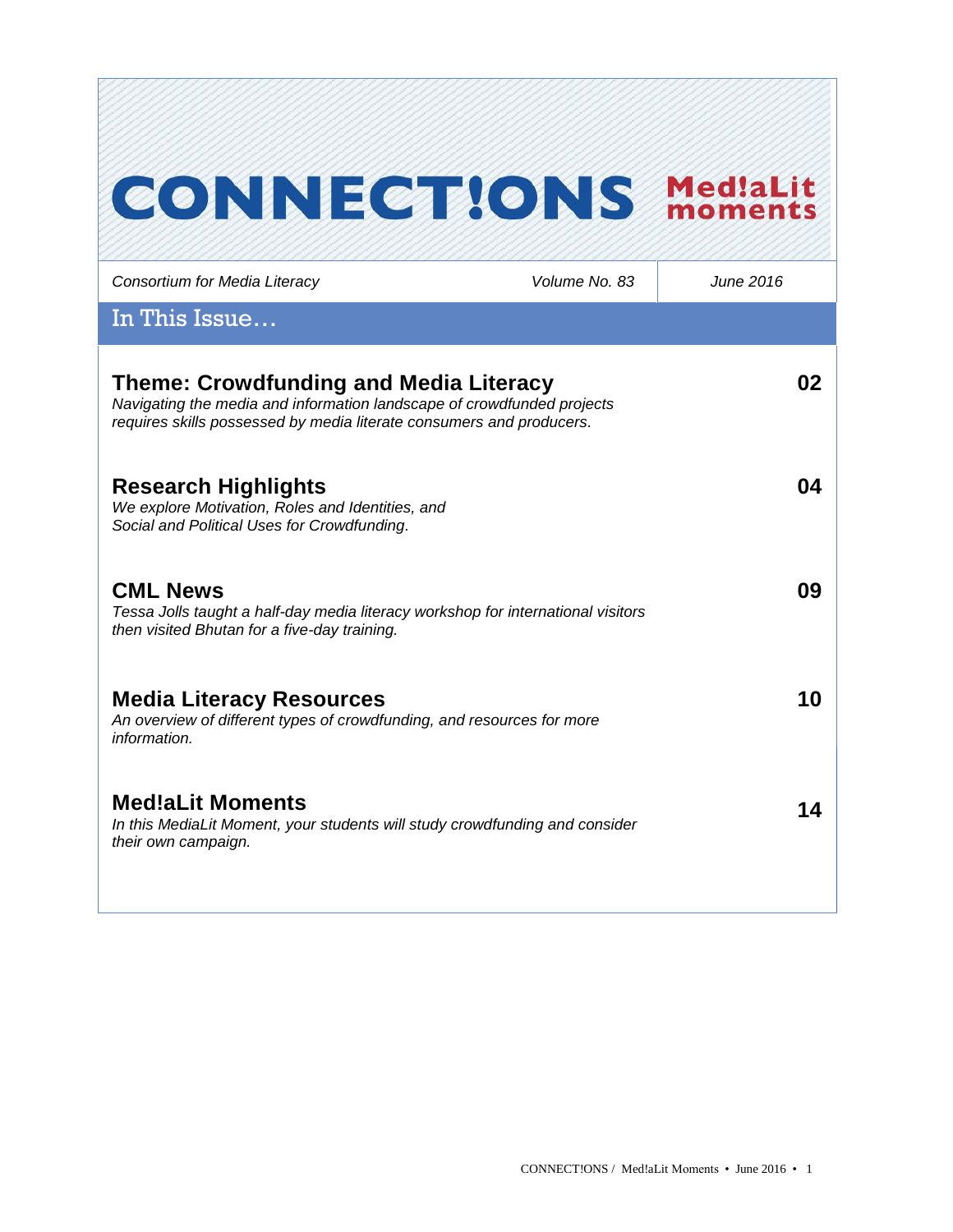# CONNECT!ONS Med!aLit moments

*Consortium for Media Literacy* | *Volume No. 83* | *June 2016*

## In This Issue…

### Theme: Crowdfunding and Media Literacy — 02

*Navigating the media and information landscape of crowdfunded projects requires skills possessed by media literate consumers and producers.*

### Research Highlights — 04

*We explore Motivation, Roles and Identities, and Social and Political Uses for Crowdfunding.*

### CML News — 09

*Tessa Jolls taught a half-day media literacy workshop for international visitors then visited Bhutan for a five-day training.*

### Media Literacy Resources — 10

*An overview of different types of crowdfunding, and resources for more information.*

### Med!aLit Moments — 14

*In this MediaLit Moment, your students will study crowdfunding and consider their own campaign.*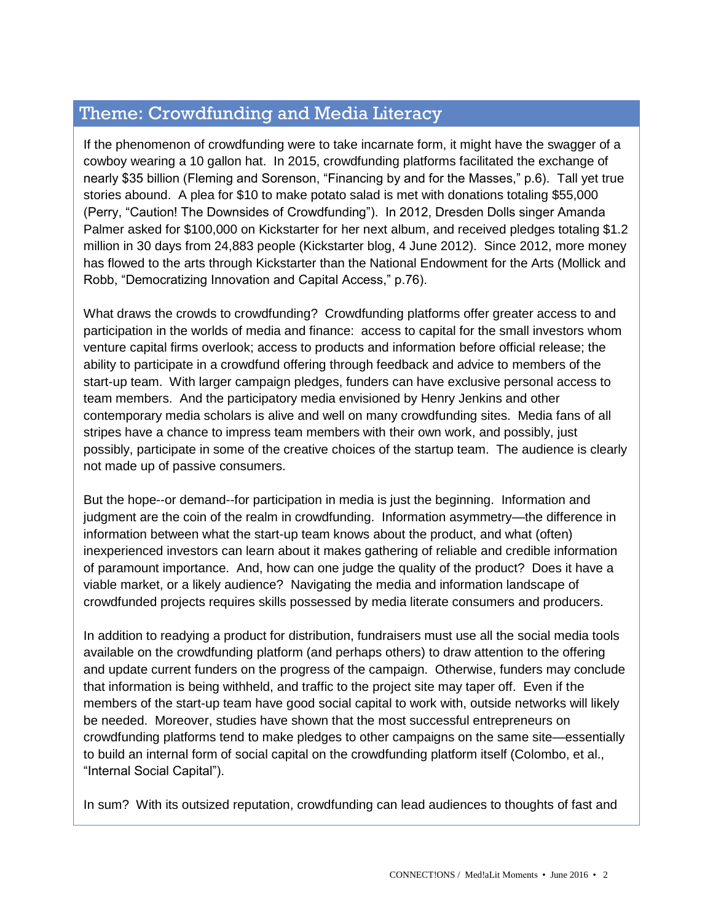## Theme: Crowdfunding and Media Literacy

If the phenomenon of crowdfunding were to take incarnate form, it might have the swagger of a cowboy wearing a 10 gallon hat. In 2015, crowdfunding platforms facilitated the exchange of nearly $35 billion (Fleming and Sorenson, "Financing by and for the Masses," p.6). Tall yet true stories abound. A plea for $10 to make potato salad is met with donations totaling $55,000 (Perry, "Caution! The Downsides of Crowdfunding"). In 2012, Dresden Dolls singer Amanda Palmer asked for $100,000 on Kickstarter for her next album, and received pledges totaling $1.2 million in 30 days from 24,883 people (Kickstarter blog, 4 June 2012). Since 2012, more money has flowed to the arts through Kickstarter than the National Endowment for the Arts (Mollick and Robb, "Democratizing Innovation and Capital Access," p.76).

What draws the crowds to crowdfunding? Crowdfunding platforms offer greater access to and participation in the worlds of media and finance: access to capital for the small investors whom venture capital firms overlook; access to products and information before official release; the ability to participate in a crowdfund offering through feedback and advice to members of the start-up team. With larger campaign pledges, funders can have exclusive personal access to team members. And the participatory media envisioned by Henry Jenkins and other contemporary media scholars is alive and well on many crowdfunding sites. Media fans of all stripes have a chance to impress team members with their own work, and possibly, just possibly, participate in some of the creative choices of the startup team. The audience is clearly not made up of passive consumers.

But the hope--or demand--for participation in media is just the beginning. Information and judgment are the coin of the realm in crowdfunding. Information asymmetry—the difference in information between what the start-up team knows about the product, and what (often) inexperienced investors can learn about it makes gathering of reliable and credible information of paramount importance. And, how can one judge the quality of the product? Does it have a viable market, or a likely audience? Navigating the media and information landscape of crowdfunded projects requires skills possessed by media literate consumers and producers.

In addition to readying a product for distribution, fundraisers must use all the social media tools available on the crowdfunding platform (and perhaps others) to draw attention to the offering and update current funders on the progress of the campaign. Otherwise, funders may conclude that information is being withheld, and traffic to the project site may taper off. Even if the members of the start-up team have good social capital to work with, outside networks will likely be needed. Moreover, studies have shown that the most successful entrepreneurs on crowdfunding platforms tend to make pledges to other campaigns on the same site—essentially to build an internal form of social capital on the crowdfunding platform itself (Colombo, et al., "Internal Social Capital").

In sum? With its outsized reputation, crowdfunding can lead audiences to thoughts of fast and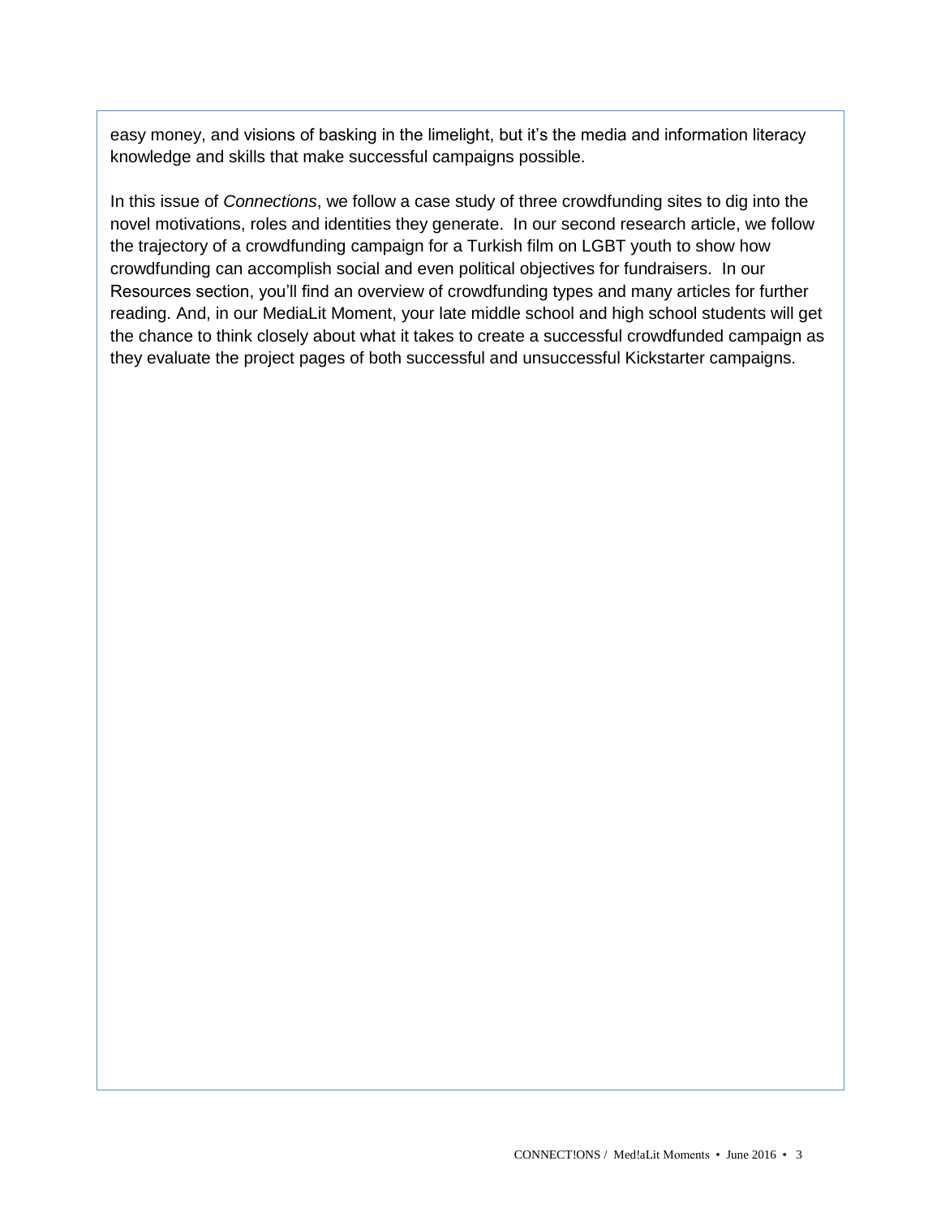easy money, and visions of basking in the limelight, but it's the media and information literacy knowledge and skills that make successful campaigns possible.

In this issue of *Connections*, we follow a case study of three crowdfunding sites to dig into the novel motivations, roles and identities they generate. In our second research article, we follow the trajectory of a crowdfunding campaign for a Turkish film on LGBT youth to show how crowdfunding can accomplish social and even political objectives for fundraisers. In our Resources section, you'll find an overview of crowdfunding types and many articles for further reading. And, in our MediaLit Moment, your late middle school and high school students will get the chance to think closely about what it takes to create a successful crowdfunded campaign as they evaluate the project pages of both successful and unsuccessful Kickstarter campaigns.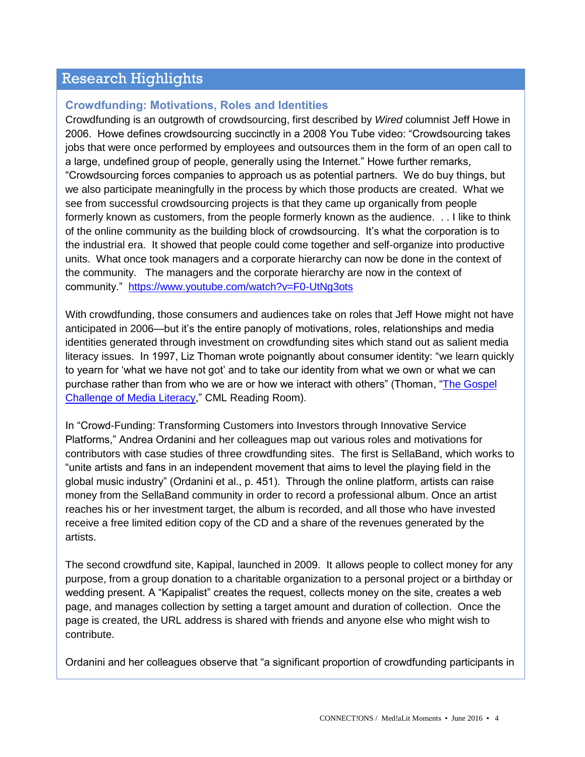## Research Highlights

### Crowdfunding: Motivations, Roles and Identities

Crowdfunding is an outgrowth of crowdsourcing, first described by *Wired* columnist Jeff Howe in 2006. Howe defines crowdsourcing succinctly in a 2008 You Tube video: "Crowdsourcing takes jobs that were once performed by employees and outsources them in the form of an open call to a large, undefined group of people, generally using the Internet." Howe further remarks, "Crowdsourcing forces companies to approach us as potential partners. We do buy things, but we also participate meaningfully in the process by which those products are created. What we see from successful crowdsourcing projects is that they came up organically from people formerly known as customers, from the people formerly known as the audience. . . I like to think of the online community as the building block of crowdsourcing. It's what the corporation is to the industrial era. It showed that people could come together and self-organize into productive units. What once took managers and a corporate hierarchy can now be done in the context of the community. The managers and the corporate hierarchy are now in the context of community." https://www.youtube.com/watch?v=F0-UtNg3ots

With crowdfunding, those consumers and audiences take on roles that Jeff Howe might not have anticipated in 2006—but it's the entire panoply of motivations, roles, relationships and media identities generated through investment on crowdfunding sites which stand out as salient media literacy issues. In 1997, Liz Thoman wrote poignantly about consumer identity: "we learn quickly to yearn for 'what we have not got' and to take our identity from what we own or what we can purchase rather than from who we are or how we interact with others" (Thoman, "The Gospel Challenge of Media Literacy," CML Reading Room).

In "Crowd-Funding: Transforming Customers into Investors through Innovative Service Platforms," Andrea Ordanini and her colleagues map out various roles and motivations for contributors with case studies of three crowdfunding sites. The first is SellaBand, which works to "unite artists and fans in an independent movement that aims to level the playing field in the global music industry" (Ordanini et al., p. 451). Through the online platform, artists can raise money from the SellaBand community in order to record a professional album. Once an artist reaches his or her investment target, the album is recorded, and all those who have invested receive a free limited edition copy of the CD and a share of the revenues generated by the artists.

The second crowdfund site, Kapipal, launched in 2009. It allows people to collect money for any purpose, from a group donation to a charitable organization to a personal project or a birthday or wedding present. A "Kapipalist" creates the request, collects money on the site, creates a web page, and manages collection by setting a target amount and duration of collection. Once the page is created, the URL address is shared with friends and anyone else who might wish to contribute.

Ordanini and her colleagues observe that "a significant proportion of crowdfunding participants in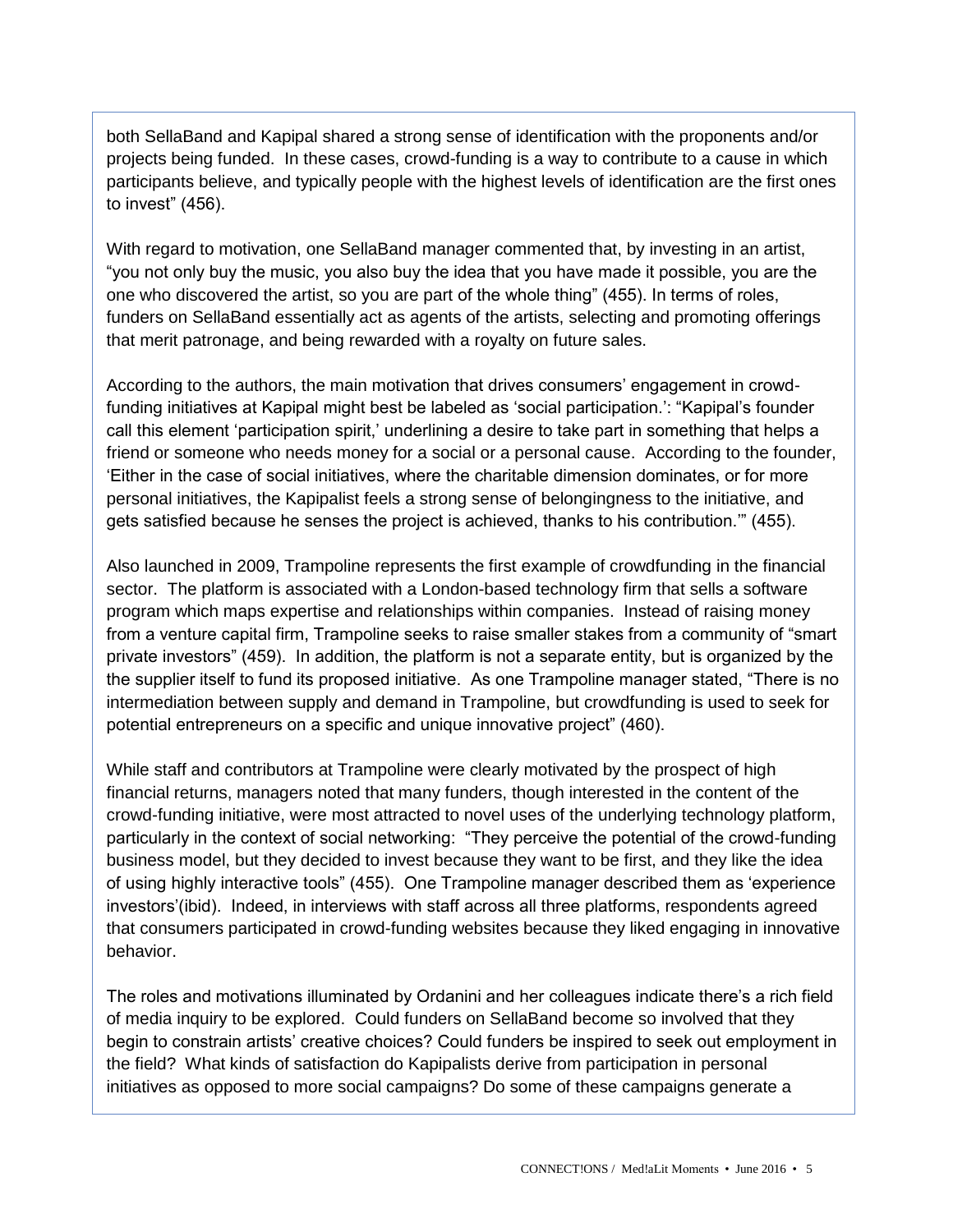both SellaBand and Kapipal shared a strong sense of identification with the proponents and/or projects being funded. In these cases, crowd-funding is a way to contribute to a cause in which participants believe, and typically people with the highest levels of identification are the first ones to invest" (456).

With regard to motivation, one SellaBand manager commented that, by investing in an artist, "you not only buy the music, you also buy the idea that you have made it possible, you are the one who discovered the artist, so you are part of the whole thing" (455). In terms of roles, funders on SellaBand essentially act as agents of the artists, selecting and promoting offerings that merit patronage, and being rewarded with a royalty on future sales.

According to the authors, the main motivation that drives consumers' engagement in crowd-funding initiatives at Kapipal might best be labeled as 'social participation.': "Kapipal's founder call this element 'participation spirit,' underlining a desire to take part in something that helps a friend or someone who needs money for a social or a personal cause. According to the founder, 'Either in the case of social initiatives, where the charitable dimension dominates, or for more personal initiatives, the Kapipalist feels a strong sense of belongingness to the initiative, and gets satisfied because he senses the project is achieved, thanks to his contribution.'" (455).

Also launched in 2009, Trampoline represents the first example of crowdfunding in the financial sector. The platform is associated with a London-based technology firm that sells a software program which maps expertise and relationships within companies. Instead of raising money from a venture capital firm, Trampoline seeks to raise smaller stakes from a community of "smart private investors" (459). In addition, the platform is not a separate entity, but is organized by the the supplier itself to fund its proposed initiative. As one Trampoline manager stated, "There is no intermediation between supply and demand in Trampoline, but crowdfunding is used to seek for potential entrepreneurs on a specific and unique innovative project" (460).

While staff and contributors at Trampoline were clearly motivated by the prospect of high financial returns, managers noted that many funders, though interested in the content of the crowd-funding initiative, were most attracted to novel uses of the underlying technology platform, particularly in the context of social networking: "They perceive the potential of the crowd-funding business model, but they decided to invest because they want to be first, and they like the idea of using highly interactive tools" (455). One Trampoline manager described them as 'experience investors'(ibid). Indeed, in interviews with staff across all three platforms, respondents agreed that consumers participated in crowd-funding websites because they liked engaging in innovative behavior.

The roles and motivations illuminated by Ordanini and her colleagues indicate there's a rich field of media inquiry to be explored. Could funders on SellaBand become so involved that they begin to constrain artists' creative choices? Could funders be inspired to seek out employment in the field? What kinds of satisfaction do Kapipalists derive from participation in personal initiatives as opposed to more social campaigns? Do some of these campaigns generate a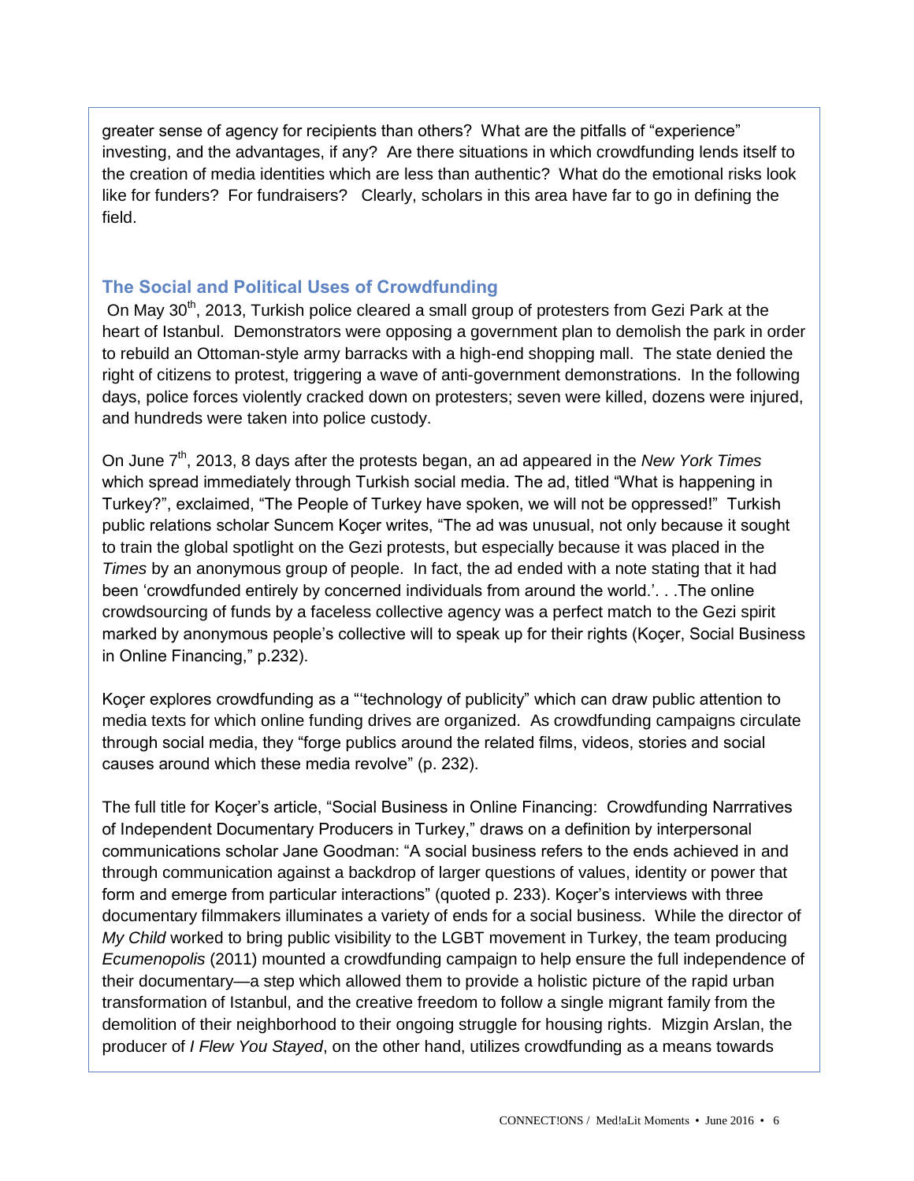greater sense of agency for recipients than others? What are the pitfalls of "experience" investing, and the advantages, if any? Are there situations in which crowdfunding lends itself to the creation of media identities which are less than authentic? What do the emotional risks look like for funders? For fundraisers? Clearly, scholars in this area have far to go in defining the field.

## The Social and Political Uses of Crowdfunding

On May 30th, 2013, Turkish police cleared a small group of protesters from Gezi Park at the heart of Istanbul. Demonstrators were opposing a government plan to demolish the park in order to rebuild an Ottoman-style army barracks with a high-end shopping mall. The state denied the right of citizens to protest, triggering a wave of anti-government demonstrations. In the following days, police forces violently cracked down on protesters; seven were killed, dozens were injured, and hundreds were taken into police custody.

On June 7th, 2013, 8 days after the protests began, an ad appeared in the *New York Times* which spread immediately through Turkish social media. The ad, titled "What is happening in Turkey?", exclaimed, "The People of Turkey have spoken, we will not be oppressed!" Turkish public relations scholar Suncem Koçer writes, "The ad was unusual, not only because it sought to train the global spotlight on the Gezi protests, but especially because it was placed in the *Times* by an anonymous group of people. In fact, the ad ended with a note stating that it had been 'crowdfunded entirely by concerned individuals from around the world.'. . .The online crowdsourcing of funds by a faceless collective agency was a perfect match to the Gezi spirit marked by anonymous people's collective will to speak up for their rights (Koçer, Social Business in Online Financing," p.232).

Koçer explores crowdfunding as a "'technology of publicity" which can draw public attention to media texts for which online funding drives are organized. As crowdfunding campaigns circulate through social media, they "forge publics around the related films, videos, stories and social causes around which these media revolve" (p. 232).

The full title for Koçer's article, "Social Business in Online Financing: Crowdfunding Narrratives of Independent Documentary Producers in Turkey," draws on a definition by interpersonal communications scholar Jane Goodman: "A social business refers to the ends achieved in and through communication against a backdrop of larger questions of values, identity or power that form and emerge from particular interactions" (quoted p. 233). Koçer's interviews with three documentary filmmakers illuminates a variety of ends for a social business. While the director of *My Child* worked to bring public visibility to the LGBT movement in Turkey, the team producing *Ecumenopolis* (2011) mounted a crowdfunding campaign to help ensure the full independence of their documentary—a step which allowed them to provide a holistic picture of the rapid urban transformation of Istanbul, and the creative freedom to follow a single migrant family from the demolition of their neighborhood to their ongoing struggle for housing rights. Mizgin Arslan, the producer of *I Flew You Stayed*, on the other hand, utilizes crowdfunding as a means towards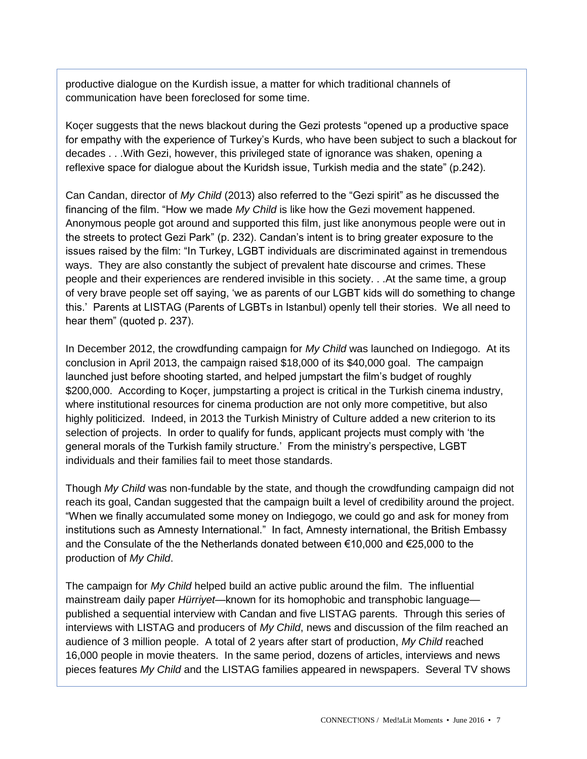productive dialogue on the Kurdish issue, a matter for which traditional channels of communication have been foreclosed for some time.

Koçer suggests that the news blackout during the Gezi protests "opened up a productive space for empathy with the experience of Turkey's Kurds, who have been subject to such a blackout for decades . . .With Gezi, however, this privileged state of ignorance was shaken, opening a reflexive space for dialogue about the Kuridsh issue, Turkish media and the state" (p.242).

Can Candan, director of *My Child* (2013) also referred to the "Gezi spirit" as he discussed the financing of the film. "How we made *My Child* is like how the Gezi movement happened. Anonymous people got around and supported this film, just like anonymous people were out in the streets to protect Gezi Park" (p. 232). Candan's intent is to bring greater exposure to the issues raised by the film: "In Turkey, LGBT individuals are discriminated against in tremendous ways. They are also constantly the subject of prevalent hate discourse and crimes. These people and their experiences are rendered invisible in this society. . .At the same time, a group of very brave people set off saying, 'we as parents of our LGBT kids will do something to change this.' Parents at LISTAG (Parents of LGBTs in Istanbul) openly tell their stories. We all need to hear them" (quoted p. 237).

In December 2012, the crowdfunding campaign for *My Child* was launched on Indiegogo. At its conclusion in April 2013, the campaign raised $18,000 of its $40,000 goal. The campaign launched just before shooting started, and helped jumpstart the film's budget of roughly $200,000. According to Koçer, jumpstarting a project is critical in the Turkish cinema industry, where institutional resources for cinema production are not only more competitive, but also highly politicized. Indeed, in 2013 the Turkish Ministry of Culture added a new criterion to its selection of projects. In order to qualify for funds, applicant projects must comply with 'the general morals of the Turkish family structure.' From the ministry's perspective, LGBT individuals and their families fail to meet those standards.

Though *My Child* was non-fundable by the state, and though the crowdfunding campaign did not reach its goal, Candan suggested that the campaign built a level of credibility around the project. "When we finally accumulated some money on Indiegogo, we could go and ask for money from institutions such as Amnesty International." In fact, Amnesty international, the British Embassy and the Consulate of the the Netherlands donated between €10,000 and €25,000 to the production of *My Child*.

The campaign for *My Child* helped build an active public around the film. The influential mainstream daily paper *Hürriyet*—known for its homophobic and transphobic language—published a sequential interview with Candan and five LISTAG parents. Through this series of interviews with LISTAG and producers of *My Child*, news and discussion of the film reached an audience of 3 million people. A total of 2 years after start of production, *My Child* reached 16,000 people in movie theaters. In the same period, dozens of articles, interviews and news pieces features *My Child* and the LISTAG families appeared in newspapers. Several TV shows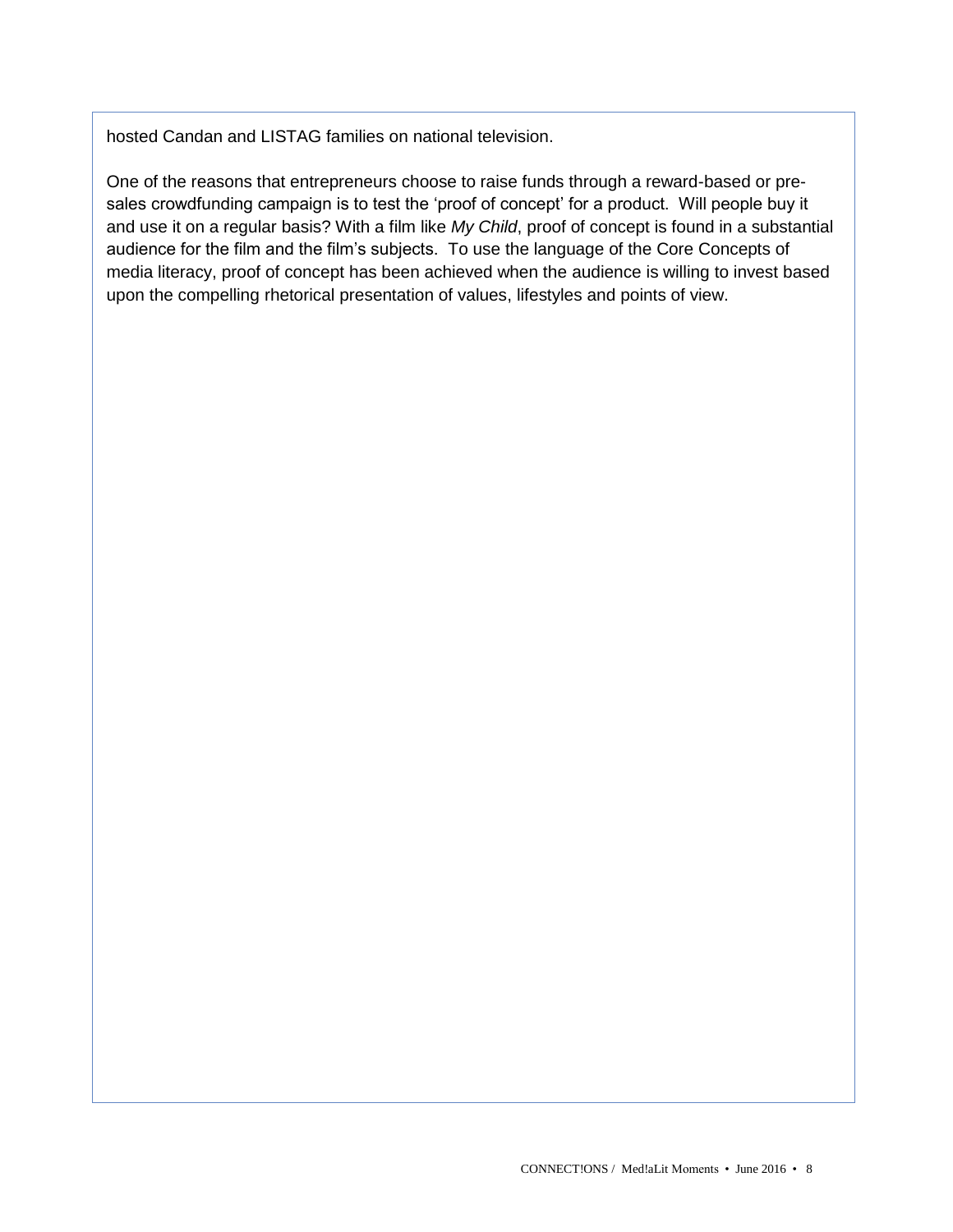hosted Candan and LISTAG families on national television.

One of the reasons that entrepreneurs choose to raise funds through a reward-based or pre-sales crowdfunding campaign is to test the 'proof of concept' for a product. Will people buy it and use it on a regular basis? With a film like *My Child*, proof of concept is found in a substantial audience for the film and the film's subjects. To use the language of the Core Concepts of media literacy, proof of concept has been achieved when the audience is willing to invest based upon the compelling rhetorical presentation of values, lifestyles and points of view.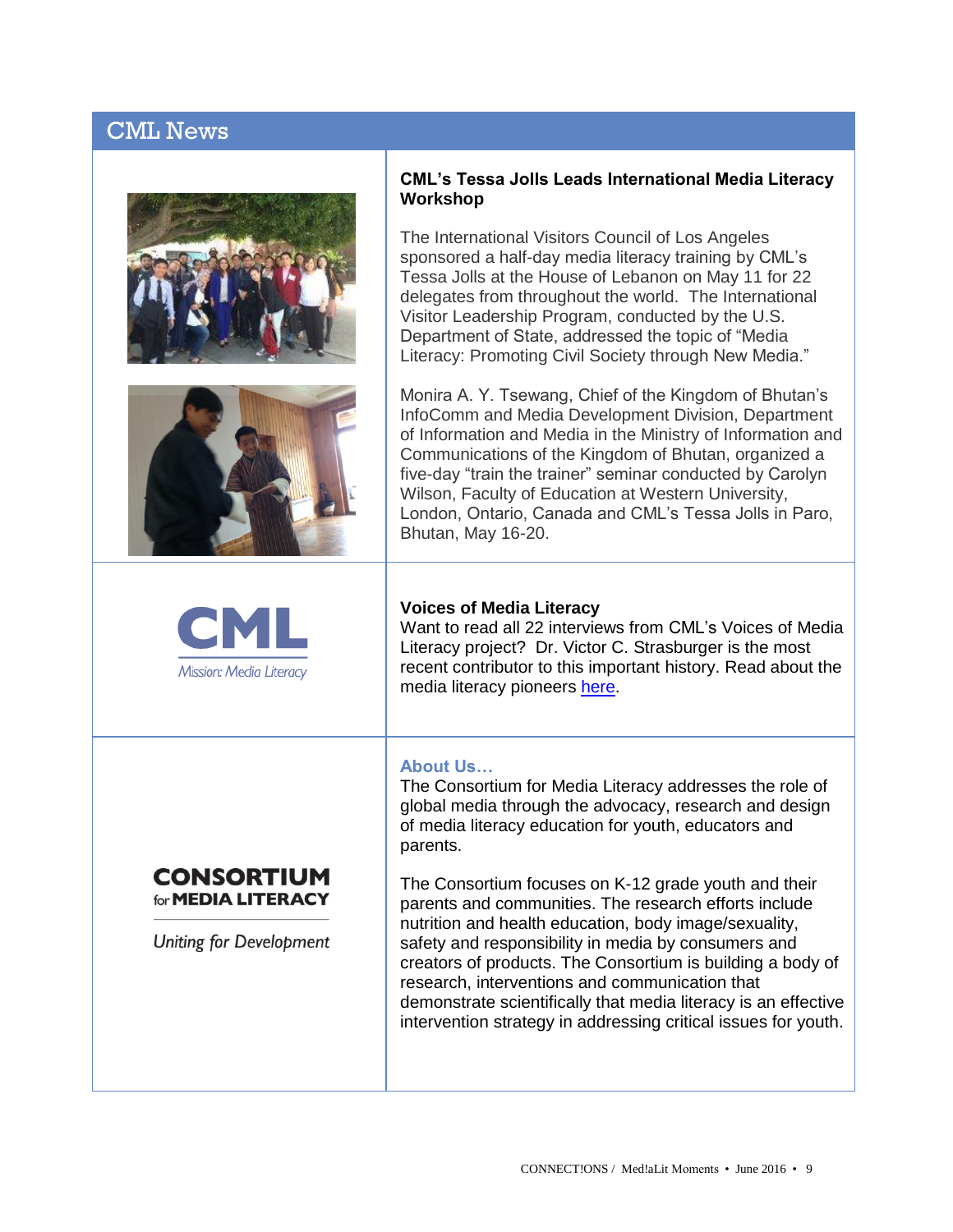## CML News

### CML's Tessa Jolls Leads International Media Literacy Workshop

The International Visitors Council of Los Angeles sponsored a half-day media literacy training by CML's Tessa Jolls at the House of Lebanon on May 11 for 22 delegates from throughout the world. The International Visitor Leadership Program, conducted by the U.S. Department of State, addressed the topic of "Media Literacy: Promoting Civil Society through New Media."

Monira A. Y. Tsewang, Chief of the Kingdom of Bhutan's InfoComm and Media Development Division, Department of Information and Media in the Ministry of Information and Communications of the Kingdom of Bhutan, organized a five-day "train the trainer" seminar conducted by Carolyn Wilson, Faculty of Education at Western University, London, Ontario, Canada and CML's Tessa Jolls in Paro, Bhutan, May 16-20.

CML

Mission: Media Literacy

### Voices of Media Literacy

Want to read all 22 interviews from CML's Voices of Media Literacy project? Dr. Victor C. Strasburger is the most recent contributor to this important history. Read about the media literacy pioneers here.

CONSORTIUM for MEDIA LITERACY

Uniting for Development

### About Us…

The Consortium for Media Literacy addresses the role of global media through the advocacy, research and design of media literacy education for youth, educators and parents.

The Consortium focuses on K-12 grade youth and their parents and communities. The research efforts include nutrition and health education, body image/sexuality, safety and responsibility in media by consumers and creators of products. The Consortium is building a body of research, interventions and communication that demonstrate scientifically that media literacy is an effective intervention strategy in addressing critical issues for youth.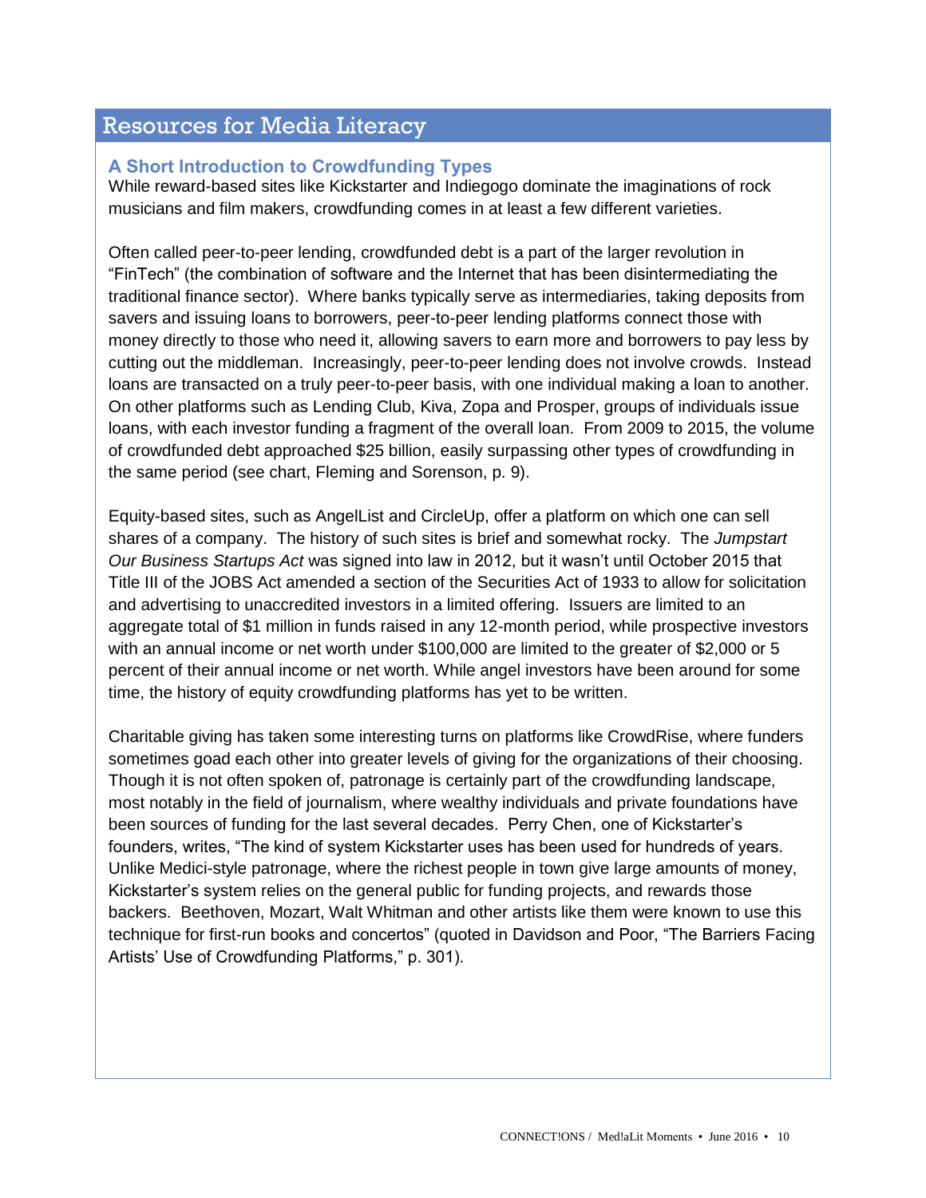## Resources for Media Literacy

### A Short Introduction to Crowdfunding Types

While reward-based sites like Kickstarter and Indiegogo dominate the imaginations of rock musicians and film makers, crowdfunding comes in at least a few different varieties.

Often called peer-to-peer lending, crowdfunded debt is a part of the larger revolution in "FinTech" (the combination of software and the Internet that has been disintermediating the traditional finance sector). Where banks typically serve as intermediaries, taking deposits from savers and issuing loans to borrowers, peer-to-peer lending platforms connect those with money directly to those who need it, allowing savers to earn more and borrowers to pay less by cutting out the middleman. Increasingly, peer-to-peer lending does not involve crowds. Instead loans are transacted on a truly peer-to-peer basis, with one individual making a loan to another. On other platforms such as Lending Club, Kiva, Zopa and Prosper, groups of individuals issue loans, with each investor funding a fragment of the overall loan. From 2009 to 2015, the volume of crowdfunded debt approached $25 billion, easily surpassing other types of crowdfunding in the same period (see chart, Fleming and Sorenson, p. 9).

Equity-based sites, such as AngelList and CircleUp, offer a platform on which one can sell shares of a company. The history of such sites is brief and somewhat rocky. The *Jumpstart Our Business Startups Act* was signed into law in 2012, but it wasn't until October 2015 that Title III of the JOBS Act amended a section of the Securities Act of 1933 to allow for solicitation and advertising to unaccredited investors in a limited offering. Issuers are limited to an aggregate total of $1 million in funds raised in any 12-month period, while prospective investors with an annual income or net worth under $100,000 are limited to the greater of $2,000 or 5 percent of their annual income or net worth. While angel investors have been around for some time, the history of equity crowdfunding platforms has yet to be written.

Charitable giving has taken some interesting turns on platforms like CrowdRise, where funders sometimes goad each other into greater levels of giving for the organizations of their choosing. Though it is not often spoken of, patronage is certainly part of the crowdfunding landscape, most notably in the field of journalism, where wealthy individuals and private foundations have been sources of funding for the last several decades. Perry Chen, one of Kickstarter's founders, writes, "The kind of system Kickstarter uses has been used for hundreds of years. Unlike Medici-style patronage, where the richest people in town give large amounts of money, Kickstarter's system relies on the general public for funding projects, and rewards those backers. Beethoven, Mozart, Walt Whitman and other artists like them were known to use this technique for first-run books and concertos" (quoted in Davidson and Poor, "The Barriers Facing Artists' Use of Crowdfunding Platforms," p. 301).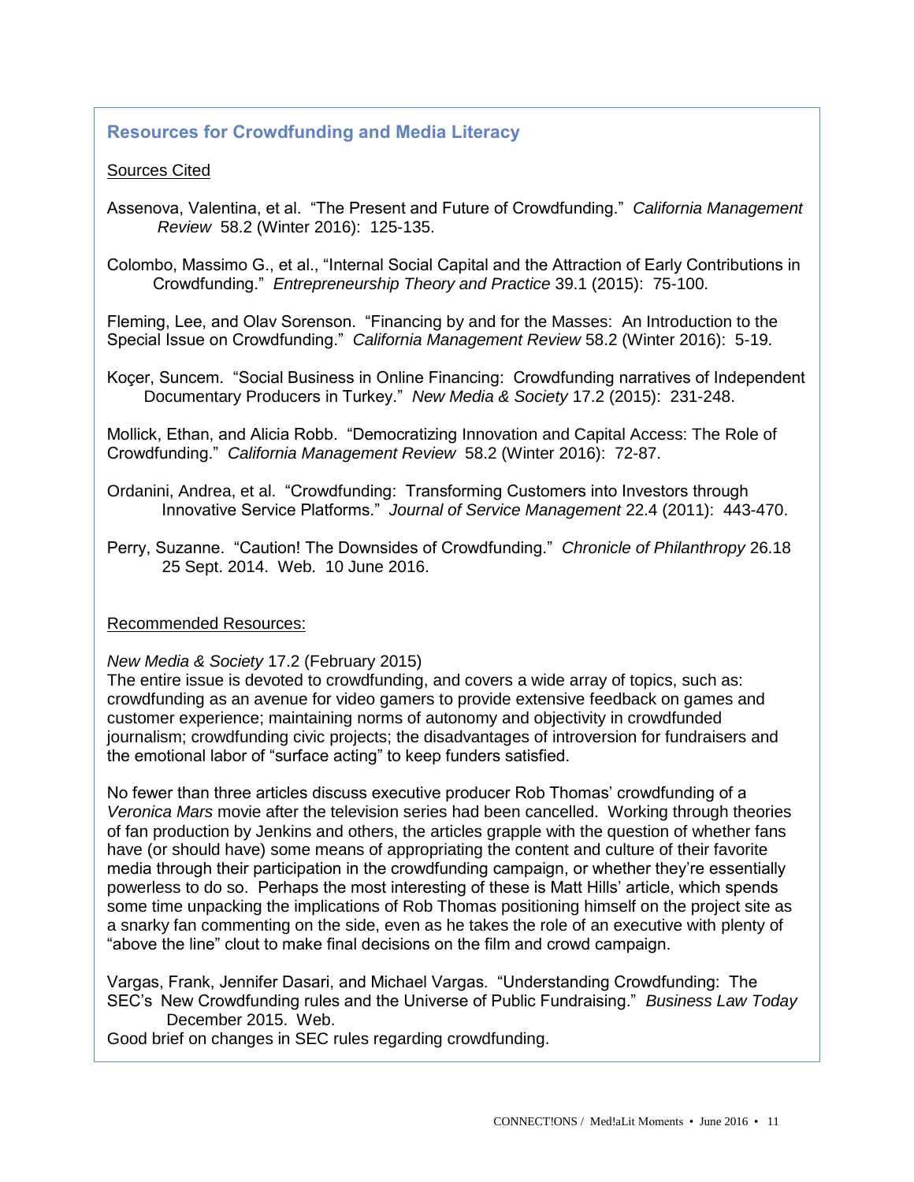## Resources for Crowdfunding and Media Literacy

Sources Cited

Assenova, Valentina, et al. "The Present and Future of Crowdfunding." *California Management Review* 58.2 (Winter 2016): 125-135.

Colombo, Massimo G., et al., "Internal Social Capital and the Attraction of Early Contributions in Crowdfunding." *Entrepreneurship Theory and Practice* 39.1 (2015): 75-100.

Fleming, Lee, and Olav Sorenson. "Financing by and for the Masses: An Introduction to the Special Issue on Crowdfunding." *California Management Review* 58.2 (Winter 2016): 5-19.

Koçer, Suncem. "Social Business in Online Financing: Crowdfunding narratives of Independent Documentary Producers in Turkey." *New Media & Society* 17.2 (2015): 231-248.

Mollick, Ethan, and Alicia Robb. "Democratizing Innovation and Capital Access: The Role of Crowdfunding." *California Management Review* 58.2 (Winter 2016): 72-87.

Ordanini, Andrea, et al. "Crowdfunding: Transforming Customers into Investors through Innovative Service Platforms." *Journal of Service Management* 22.4 (2011): 443-470.

Perry, Suzanne. "Caution! The Downsides of Crowdfunding." *Chronicle of Philanthropy* 26.18 25 Sept. 2014. Web. 10 June 2016.

Recommended Resources:

*New Media & Society* 17.2 (February 2015)
The entire issue is devoted to crowdfunding, and covers a wide array of topics, such as: crowdfunding as an avenue for video gamers to provide extensive feedback on games and customer experience; maintaining norms of autonomy and objectivity in crowdfunded journalism; crowdfunding civic projects; the disadvantages of introversion for fundraisers and the emotional labor of "surface acting" to keep funders satisfied.

No fewer than three articles discuss executive producer Rob Thomas' crowdfunding of a *Veronica Mars* movie after the television series had been cancelled. Working through theories of fan production by Jenkins and others, the articles grapple with the question of whether fans have (or should have) some means of appropriating the content and culture of their favorite media through their participation in the crowdfunding campaign, or whether they're essentially powerless to do so. Perhaps the most interesting of these is Matt Hills' article, which spends some time unpacking the implications of Rob Thomas positioning himself on the project site as a snarky fan commenting on the side, even as he takes the role of an executive with plenty of "above the line" clout to make final decisions on the film and crowd campaign.

Vargas, Frank, Jennifer Dasari, and Michael Vargas. "Understanding Crowdfunding: The SEC's New Crowdfunding rules and the Universe of Public Fundraising." *Business Law Today* December 2015. Web.
Good brief on changes in SEC rules regarding crowdfunding.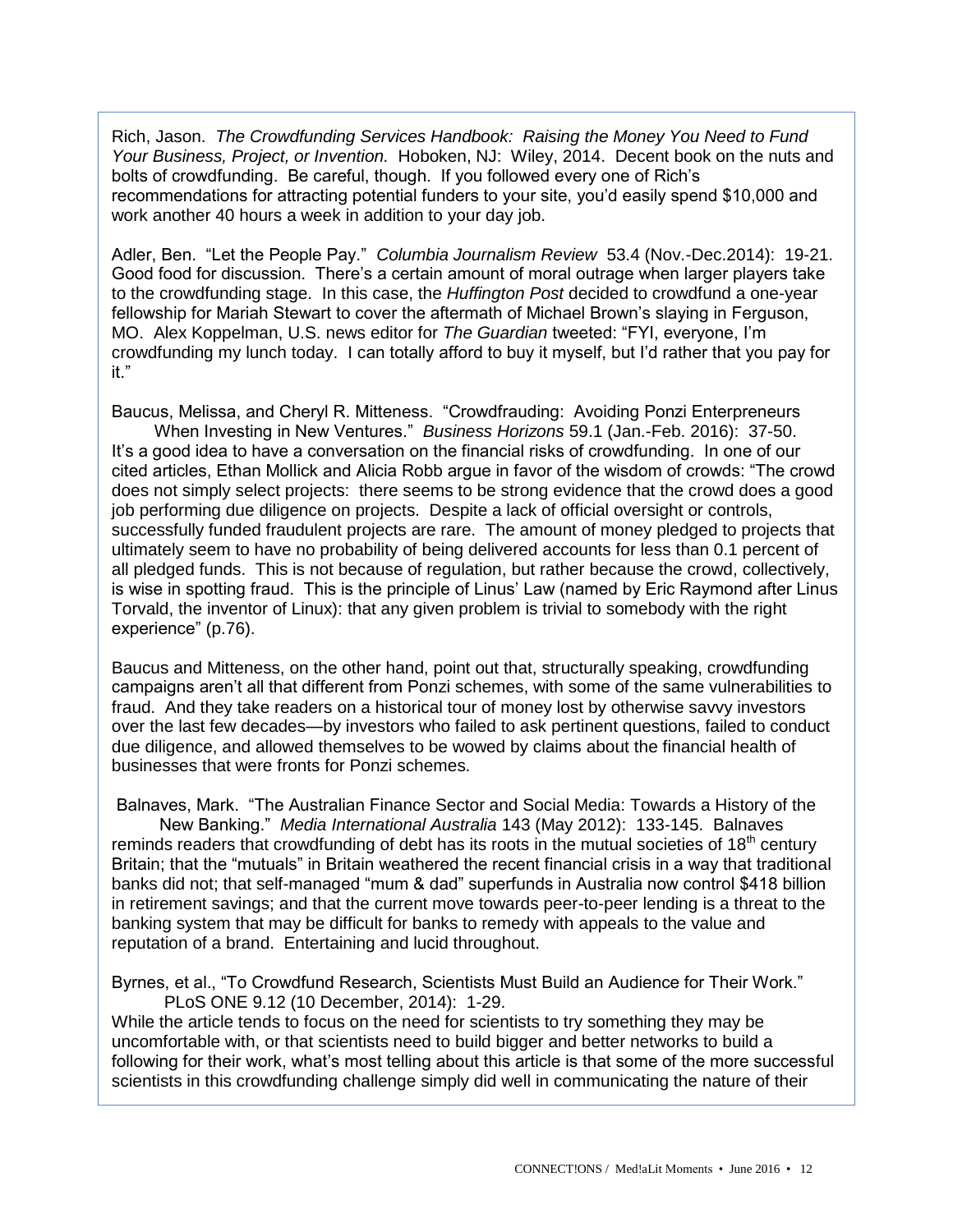Rich, Jason. *The Crowdfunding Services Handbook: Raising the Money You Need to Fund Your Business, Project, or Invention.* Hoboken, NJ: Wiley, 2014. Decent book on the nuts and bolts of crowdfunding. Be careful, though. If you followed every one of Rich's recommendations for attracting potential funders to your site, you'd easily spend $10,000 and work another 40 hours a week in addition to your day job.

Adler, Ben. "Let the People Pay." *Columbia Journalism Review* 53.4 (Nov.-Dec.2014): 19-21. Good food for discussion. There's a certain amount of moral outrage when larger players take to the crowdfunding stage. In this case, the *Huffington Post* decided to crowdfund a one-year fellowship for Mariah Stewart to cover the aftermath of Michael Brown's slaying in Ferguson, MO. Alex Koppelman, U.S. news editor for *The Guardian* tweeted: "FYI, everyone, I'm crowdfunding my lunch today. I can totally afford to buy it myself, but I'd rather that you pay for it."

Baucus, Melissa, and Cheryl R. Mitteness. "Crowdfrauding: Avoiding Ponzi Enterpreneurs When Investing in New Ventures." *Business Horizons* 59.1 (Jan.-Feb. 2016): 37-50. It's a good idea to have a conversation on the financial risks of crowdfunding. In one of our cited articles, Ethan Mollick and Alicia Robb argue in favor of the wisdom of crowds: "The crowd does not simply select projects: there seems to be strong evidence that the crowd does a good job performing due diligence on projects. Despite a lack of official oversight or controls, successfully funded fraudulent projects are rare. The amount of money pledged to projects that ultimately seem to have no probability of being delivered accounts for less than 0.1 percent of all pledged funds. This is not because of regulation, but rather because the crowd, collectively, is wise in spotting fraud. This is the principle of Linus' Law (named by Eric Raymond after Linus Torvald, the inventor of Linux): that any given problem is trivial to somebody with the right experience" (p.76).

Baucus and Mitteness, on the other hand, point out that, structurally speaking, crowdfunding campaigns aren't all that different from Ponzi schemes, with some of the same vulnerabilities to fraud. And they take readers on a historical tour of money lost by otherwise savvy investors over the last few decades—by investors who failed to ask pertinent questions, failed to conduct due diligence, and allowed themselves to be wowed by claims about the financial health of businesses that were fronts for Ponzi schemes.

Balnaves, Mark. "The Australian Finance Sector and Social Media: Towards a History of the New Banking." *Media International Australia* 143 (May 2012): 133-145. Balnaves reminds readers that crowdfunding of debt has its roots in the mutual societies of 18th century Britain; that the "mutuals" in Britain weathered the recent financial crisis in a way that traditional banks did not; that self-managed "mum & dad" superfunds in Australia now control $418 billion in retirement savings; and that the current move towards peer-to-peer lending is a threat to the banking system that may be difficult for banks to remedy with appeals to the value and reputation of a brand. Entertaining and lucid throughout.

Byrnes, et al., "To Crowdfund Research, Scientists Must Build an Audience for Their Work." PLoS ONE 9.12 (10 December, 2014): 1-29.
While the article tends to focus on the need for scientists to try something they may be uncomfortable with, or that scientists need to build bigger and better networks to build a following for their work, what's most telling about this article is that some of the more successful scientists in this crowdfunding challenge simply did well in communicating the nature of their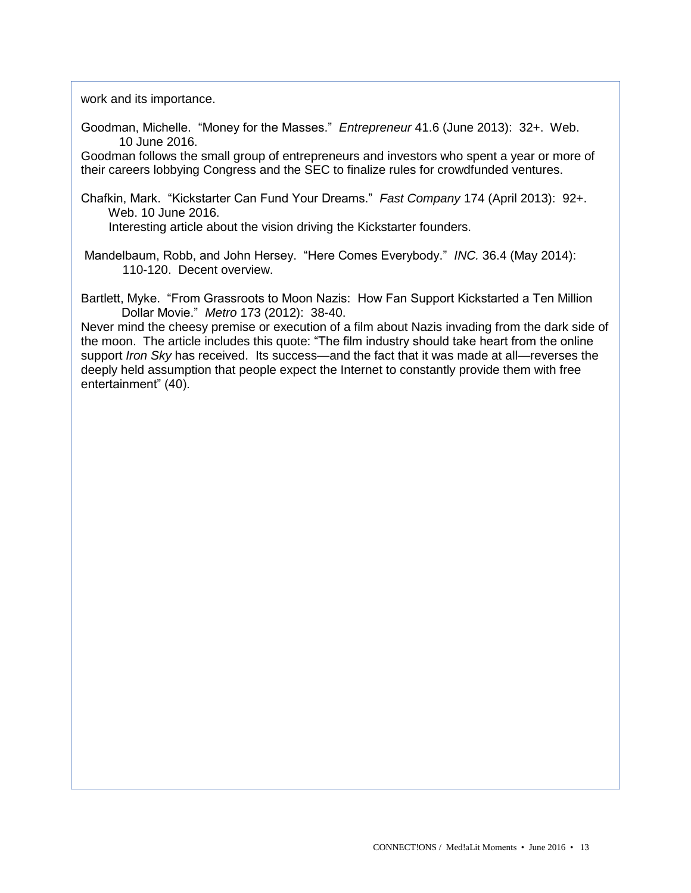work and its importance.

Goodman, Michelle. "Money for the Masses." *Entrepreneur* 41.6 (June 2013): 32+. Web. 10 June 2016.

Goodman follows the small group of entrepreneurs and investors who spent a year or more of their careers lobbying Congress and the SEC to finalize rules for crowdfunded ventures.

Chafkin, Mark. "Kickstarter Can Fund Your Dreams." *Fast Company* 174 (April 2013): 92+. Web. 10 June 2016.

Interesting article about the vision driving the Kickstarter founders.

Mandelbaum, Robb, and John Hersey. "Here Comes Everybody." *INC.* 36.4 (May 2014): 110-120. Decent overview.

Bartlett, Myke. "From Grassroots to Moon Nazis: How Fan Support Kickstarted a Ten Million Dollar Movie." *Metro* 173 (2012): 38-40.

Never mind the cheesy premise or execution of a film about Nazis invading from the dark side of the moon. The article includes this quote: "The film industry should take heart from the online support *Iron Sky* has received. Its success—and the fact that it was made at all—reverses the deeply held assumption that people expect the Internet to constantly provide them with free entertainment" (40).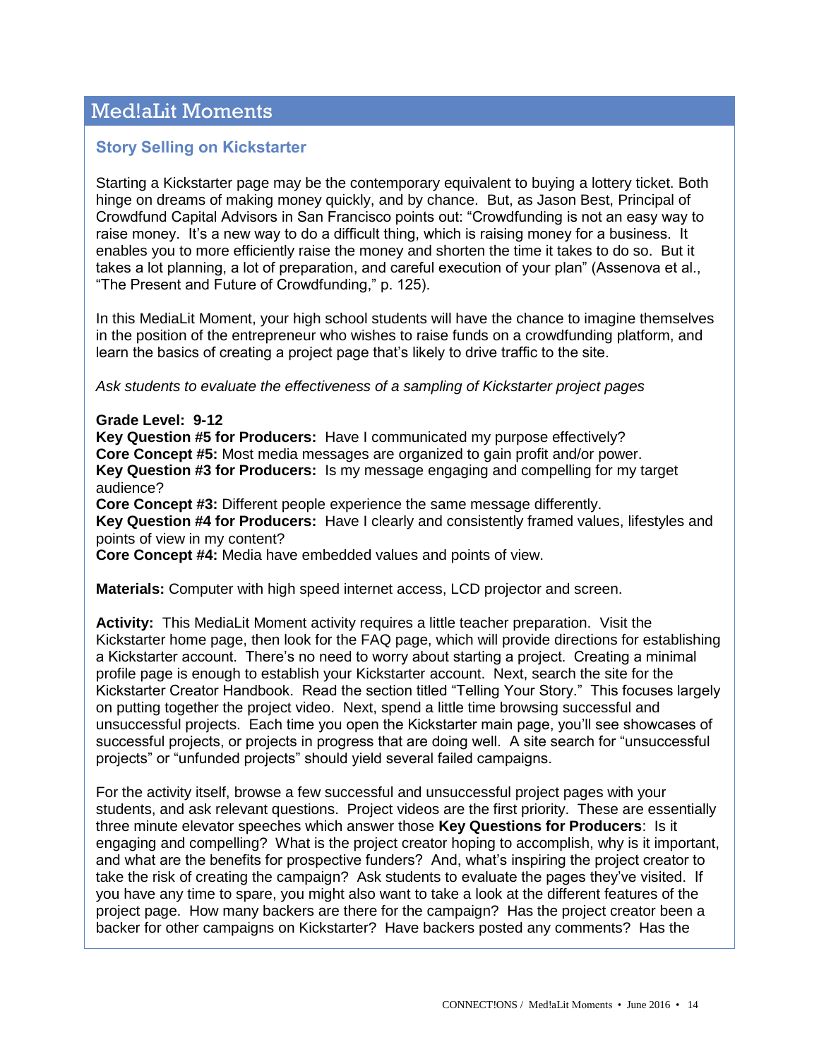# Med!aLit Moments

## Story Selling on Kickstarter

Starting a Kickstarter page may be the contemporary equivalent to buying a lottery ticket. Both hinge on dreams of making money quickly, and by chance. But, as Jason Best, Principal of Crowdfund Capital Advisors in San Francisco points out: "Crowdfunding is not an easy way to raise money. It's a new way to do a difficult thing, which is raising money for a business. It enables you to more efficiently raise the money and shorten the time it takes to do so. But it takes a lot planning, a lot of preparation, and careful execution of your plan" (Assenova et al., "The Present and Future of Crowdfunding," p. 125).

In this MediaLit Moment, your high school students will have the chance to imagine themselves in the position of the entrepreneur who wishes to raise funds on a crowdfunding platform, and learn the basics of creating a project page that's likely to drive traffic to the site.

*Ask students to evaluate the effectiveness of a sampling of Kickstarter project pages*

**Grade Level: 9-12**
**Key Question #5 for Producers:** Have I communicated my purpose effectively?
**Core Concept #5:** Most media messages are organized to gain profit and/or power.
**Key Question #3 for Producers:** Is my message engaging and compelling for my target audience?
**Core Concept #3:** Different people experience the same message differently.
**Key Question #4 for Producers:** Have I clearly and consistently framed values, lifestyles and points of view in my content?
**Core Concept #4:** Media have embedded values and points of view.

**Materials:** Computer with high speed internet access, LCD projector and screen.

**Activity:** This MediaLit Moment activity requires a little teacher preparation. Visit the Kickstarter home page, then look for the FAQ page, which will provide directions for establishing a Kickstarter account. There's no need to worry about starting a project. Creating a minimal profile page is enough to establish your Kickstarter account. Next, search the site for the Kickstarter Creator Handbook. Read the section titled "Telling Your Story." This focuses largely on putting together the project video. Next, spend a little time browsing successful and unsuccessful projects. Each time you open the Kickstarter main page, you'll see showcases of successful projects, or projects in progress that are doing well. A site search for "unsuccessful projects" or "unfunded projects" should yield several failed campaigns.

For the activity itself, browse a few successful and unsuccessful project pages with your students, and ask relevant questions. Project videos are the first priority. These are essentially three minute elevator speeches which answer those **Key Questions for Producers**: Is it engaging and compelling? What is the project creator hoping to accomplish, why is it important, and what are the benefits for prospective funders? And, what's inspiring the project creator to take the risk of creating the campaign? Ask students to evaluate the pages they've visited. If you have any time to spare, you might also want to take a look at the different features of the project page. How many backers are there for the campaign? Has the project creator been a backer for other campaigns on Kickstarter? Have backers posted any comments? Has the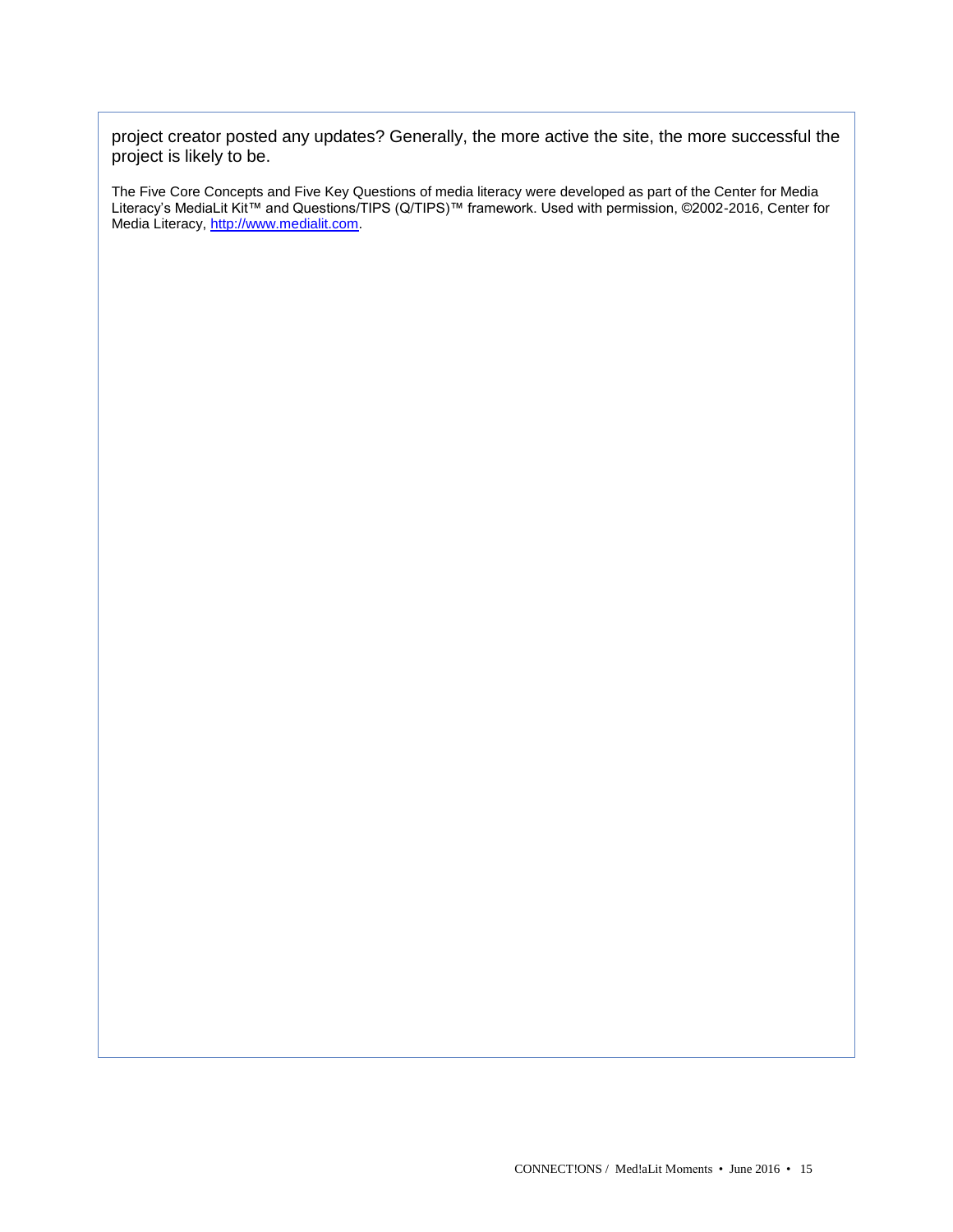project creator posted any updates? Generally, the more active the site, the more successful the project is likely to be.

The Five Core Concepts and Five Key Questions of media literacy were developed as part of the Center for Media Literacy's MediaLit Kit™ and Questions/TIPS (Q/TIPS)™ framework. Used with permission, ©2002-2016, Center for Media Literacy, [http://www.medialit.com](http://www.medialit.com).